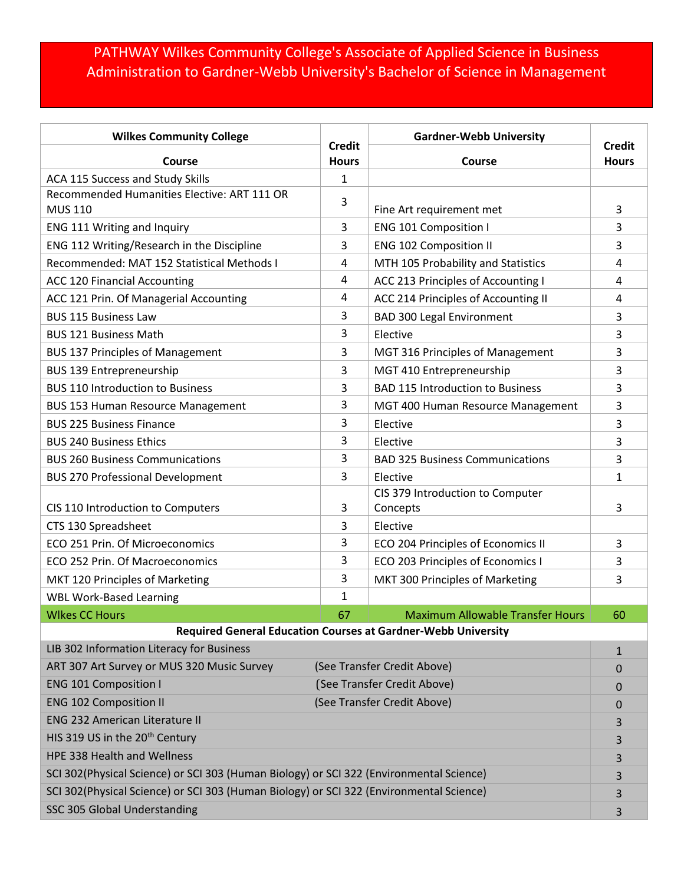# PATHWAY Wilkes Community College's Associate of Applied Science in Business Administration to Gardner-Webb University's Bachelor of Science in Management

| Wilkes Community College Course | Credit Hours | Gardner-Webb University Course | Credit Hours |
|---|---|---|---|
| ACA 115 Success and Study Skills | 1 | | |
| Recommended Humanities Elective: ART 111 OR MUS 110 | 3 | Fine Art requirement met | 3 |
| ENG 111 Writing and Inquiry | 3 | ENG 101 Composition I | 3 |
| ENG 112 Writing/Research in the Discipline | 3 | ENG 102 Composition II | 3 |
| Recommended: MAT 152 Statistical Methods I | 4 | MTH 105 Probability and Statistics | 4 |
| ACC 120 Financial Accounting | 4 | ACC 213 Principles of Accounting I | 4 |
| ACC 121 Prin. Of Managerial Accounting | 4 | ACC 214 Principles of Accounting II | 4 |
| BUS 115 Business Law | 3 | BAD 300 Legal Environment | 3 |
| BUS 121 Business Math | 3 | Elective | 3 |
| BUS 137 Principles of Management | 3 | MGT 316 Principles of Management | 3 |
| BUS 139 Entrepreneurship | 3 | MGT 410 Entrepreneurship | 3 |
| BUS 110 Introduction to Business | 3 | BAD 115 Introduction to Business | 3 |
| BUS 153 Human Resource Management | 3 | MGT 400 Human Resource Management | 3 |
| BUS 225 Business Finance | 3 | Elective | 3 |
| BUS 240 Business Ethics | 3 | Elective | 3 |
| BUS 260 Business Communications | 3 | BAD 325 Business Communications | 3 |
| BUS 270 Professional Development | 3 | Elective | 1 |
| CIS 110 Introduction to Computers | 3 | CIS 379 Introduction to Computer Concepts | 3 |
| CTS 130 Spreadsheet | 3 | Elective | |
| ECO 251 Prin. Of Microeconomics | 3 | ECO 204 Principles of Economics II | 3 |
| ECO 252 Prin. Of Macroeconomics | 3 | ECO 203 Principles of Economics I | 3 |
| MKT 120 Principles of Marketing | 3 | MKT 300 Principles of Marketing | 3 |
| WBL Work-Based Learning | 1 | | |
| Wlkes CC Hours | 67 | Maximum Allowable Transfer Hours | 60 |

**Required General Education Courses at Gardner-Webb University**

| Course | | Credit Hours |
|---|---|---|
| LIB 302 Information Literacy for Business | | 1 |
| ART 307 Art Survey or MUS 320 Music Survey | (See Transfer Credit Above) | 0 |
| ENG 101 Composition I | (See Transfer Credit Above) | 0 |
| ENG 102 Composition II | (See Transfer Credit Above) | 0 |
| ENG 232 American Literature II | | 3 |
| HIS 319 US in the 20th Century | | 3 |
| HPE 338 Health and Wellness | | 3 |
| SCI 302(Physical Science) or SCI 303 (Human Biology) or SCI 322 (Environmental Science) | | 3 |
| SCI 302(Physical Science) or SCI 303 (Human Biology) or SCI 322 (Environmental Science) | | 3 |
| SSC 305 Global Understanding | | 3 |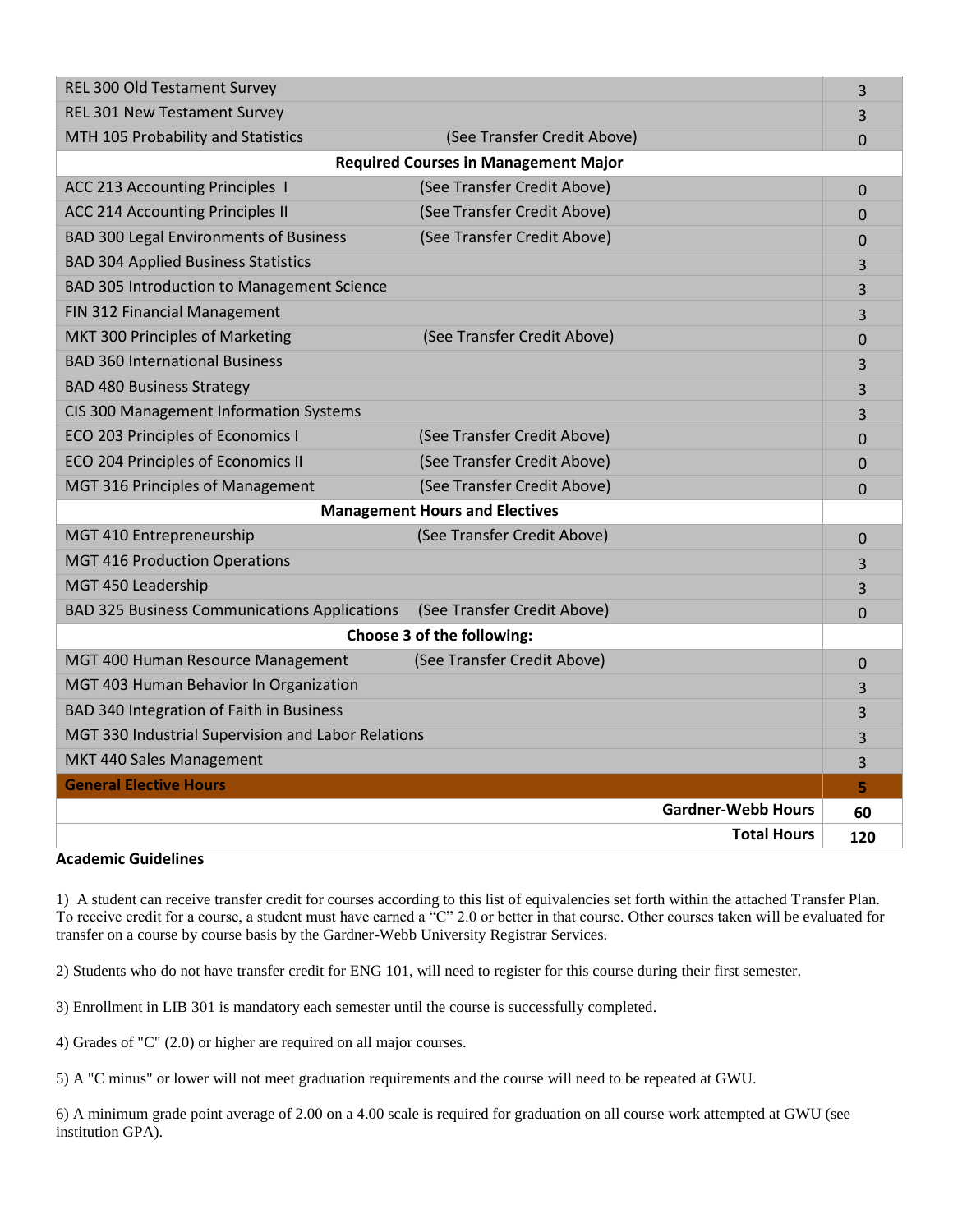| Course | Transfer Note | Hours |
|---|---|---|
| REL 300 Old Testament Survey | | 3 |
| REL 301 New Testament Survey | | 3 |
| MTH 105 Probability and Statistics | (See Transfer Credit Above) | 0 |
| **Required Courses in Management Major** | | |
| ACC 213 Accounting Principles I | (See Transfer Credit Above) | 0 |
| ACC 214 Accounting Principles II | (See Transfer Credit Above) | 0 |
| BAD 300 Legal Environments of Business | (See Transfer Credit Above) | 0 |
| BAD 304 Applied Business Statistics | | 3 |
| BAD 305 Introduction to Management Science | | 3 |
| FIN 312 Financial Management | | 3 |
| MKT 300 Principles of Marketing | (See Transfer Credit Above) | 0 |
| BAD 360 International Business | | 3 |
| BAD 480 Business Strategy | | 3 |
| CIS 300 Management Information Systems | | 3 |
| ECO 203 Principles of Economics I | (See Transfer Credit Above) | 0 |
| ECO 204 Principles of Economics II | (See Transfer Credit Above) | 0 |
| MGT 316 Principles of Management | (See Transfer Credit Above) | 0 |
| **Management Hours and Electives** | | |
| MGT 410 Entrepreneurship | (See Transfer Credit Above) | 0 |
| MGT 416 Production Operations | | 3 |
| MGT 450 Leadership | | 3 |
| BAD 325 Business Communications Applications | (See Transfer Credit Above) | 0 |
| **Choose 3 of the following:** | | |
| MGT 400 Human Resource Management | (See Transfer Credit Above) | 0 |
| MGT 403 Human Behavior In Organization | | 3 |
| BAD 340 Integration of Faith in Business | | 3 |
| MGT 330 Industrial Supervision and Labor Relations | | 3 |
| MKT 440 Sales Management | | 3 |
| **General Elective Hours** | | **5** |
| | **Gardner-Webb Hours** | **60** |
| | **Total Hours** | **120** |

**Academic Guidelines**

1) A student can receive transfer credit for courses according to this list of equivalencies set forth within the attached Transfer Plan. To receive credit for a course, a student must have earned a "C" 2.0 or better in that course. Other courses taken will be evaluated for transfer on a course by course basis by the Gardner-Webb University Registrar Services.

2) Students who do not have transfer credit for ENG 101, will need to register for this course during their first semester.

3) Enrollment in LIB 301 is mandatory each semester until the course is successfully completed.

4) Grades of "C" (2.0) or higher are required on all major courses.

5) A "C minus" or lower will not meet graduation requirements and the course will need to be repeated at GWU.

6) A minimum grade point average of 2.00 on a 4.00 scale is required for graduation on all course work attempted at GWU (see institution GPA).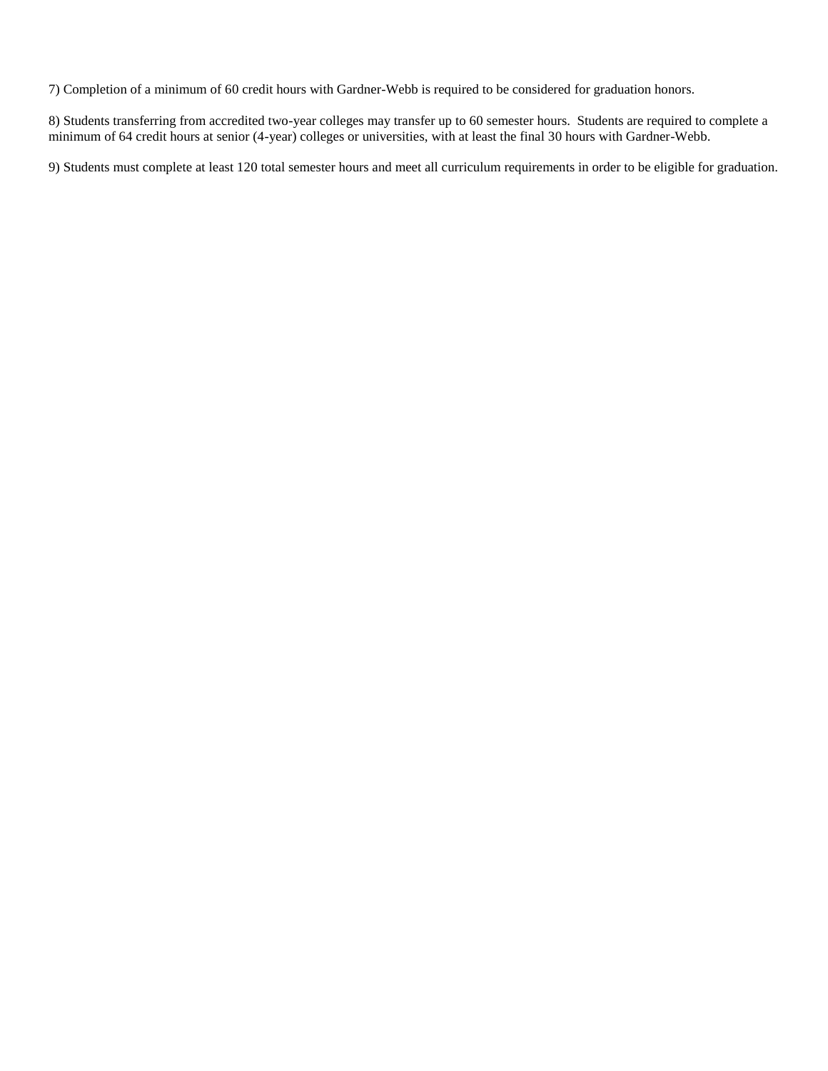7) Completion of a minimum of 60 credit hours with Gardner-Webb is required to be considered for graduation honors.

8) Students transferring from accredited two-year colleges may transfer up to 60 semester hours. Students are required to complete a minimum of 64 credit hours at senior (4-year) colleges or universities, with at least the final 30 hours with Gardner-Webb.

9) Students must complete at least 120 total semester hours and meet all curriculum requirements in order to be eligible for graduation.